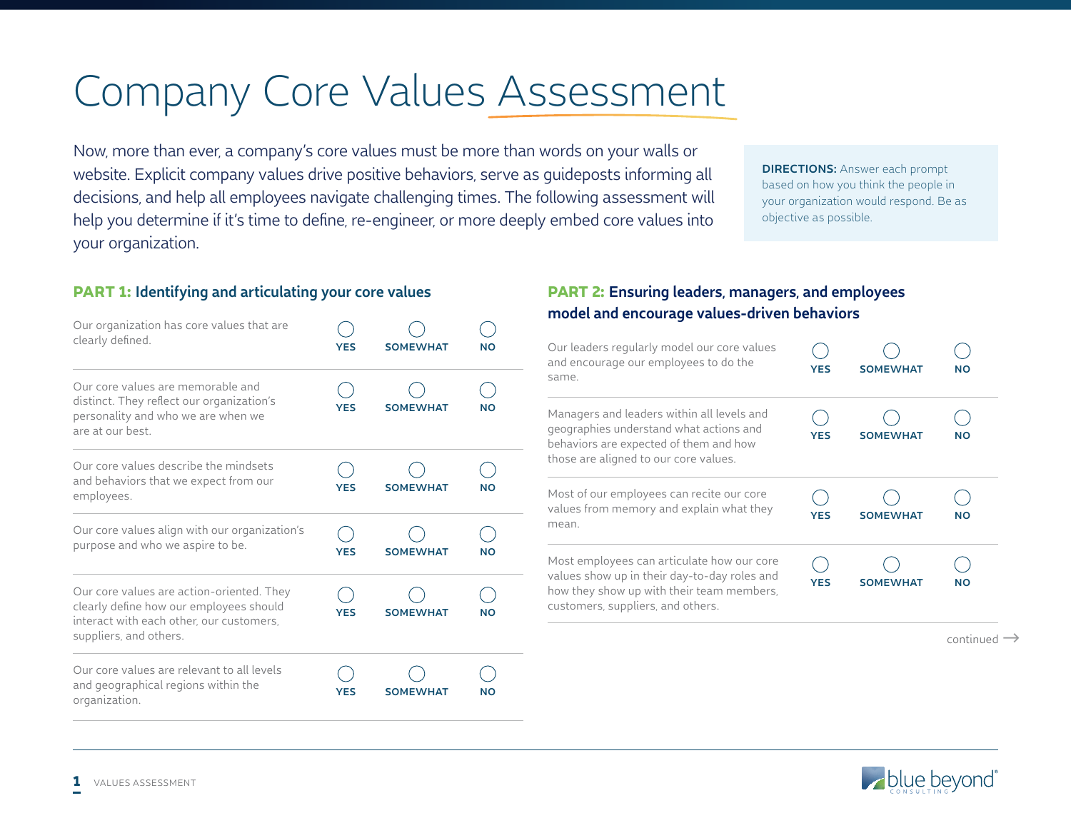# Company Core Values Assessment

Now, more than ever, a company's core values must be more than words on your walls or website. Explicit company values drive positive behaviors, serve as guideposts informing all decisions, and help all employees navigate challenging times. The following assessment will help you determine if it's time to define, re-engineer, or more deeply embed core values into your organization.

**DIRECTIONS:** Answer each prompt based on how you think the people in your organization would respond. Be as objective as possible.

## PART 1: Identifying and articulating your core values

| Prompt | YES | SOMEWHAT | NO |
| --- | --- | --- | --- |
| Our organization has core values that are clearly defined. | ◯ | ◯ | ◯ |
| Our core values are memorable and distinct. They reflect our organization's personality and who we are when we are at our best. | ◯ | ◯ | ◯ |
| Our core values describe the mindsets and behaviors that we expect from our employees. | ◯ | ◯ | ◯ |
| Our core values align with our organization's purpose and who we aspire to be. | ◯ | ◯ | ◯ |
| Our core values are action-oriented. They clearly define how our employees should interact with each other, our customers, suppliers, and others. | ◯ | ◯ | ◯ |
| Our core values are relevant to all levels and geographical regions within the organization. | ◯ | ◯ | ◯ |

## PART 2: Ensuring leaders, managers, and employees model and encourage values-driven behaviors

| Prompt | YES | SOMEWHAT | NO |
| --- | --- | --- | --- |
| Our leaders regularly model our core values and encourage our employees to do the same. | ◯ | ◯ | ◯ |
| Managers and leaders within all levels and geographies understand what actions and behaviors are expected of them and how those are aligned to our core values. | ◯ | ◯ | ◯ |
| Most of our employees can recite our core values from memory and explain what they mean. | ◯ | ◯ | ◯ |
| Most employees can articulate how our core values show up in their day-to-day roles and how they show up with their team members, customers, suppliers, and others. | ◯ | ◯ | ◯ |

continued →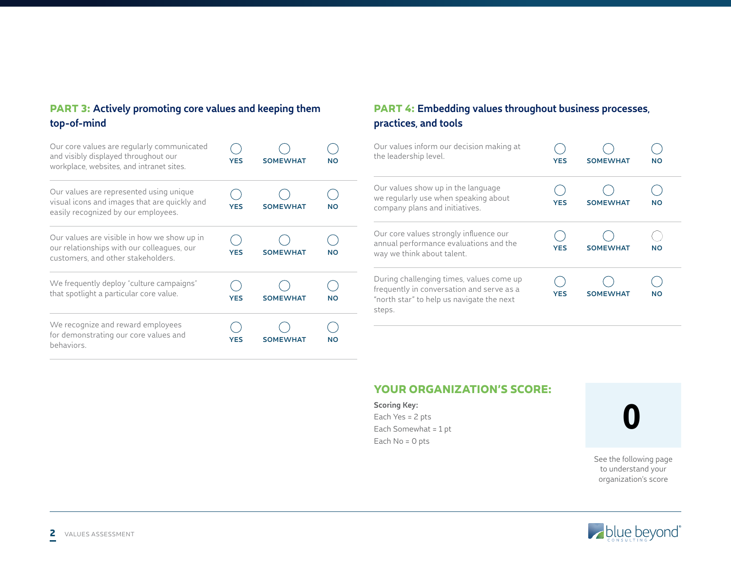## PART 3: Actively promoting core values and keeping them top-of-mind

| Statement | YES | SOMEWHAT | NO |
|---|---|---|---|
| Our core values are regularly communicated and visibly displayed throughout our workplace, websites, and intranet sites. | ◯ | ◯ | ◯ |
| Our values are represented using unique visual icons and images that are quickly and easily recognized by our employees. | ◯ | ◯ | ◯ |
| Our values are visible in how we show up in our relationships with our colleagues, our customers, and other stakeholders. | ◯ | ◯ | ◯ |
| We frequently deploy "culture campaigns" that spotlight a particular core value. | ◯ | ◯ | ◯ |
| We recognize and reward employees for demonstrating our core values and behaviors. | ◯ | ◯ | ◯ |

## PART 4: Embedding values throughout business processes, practices, and tools

| Statement | YES | SOMEWHAT | NO |
|---|---|---|---|
| Our values inform our decision making at the leadership level. | ◯ | ◯ | ◯ |
| Our values show up in the language we regularly use when speaking about company plans and initiatives. | ◯ | ◯ | ◯ |
| Our core values strongly influence our annual performance evaluations and the way we think about talent. | ◯ | ◯ | ◯ |
| During challenging times, values come up frequently in conversation and serve as a "north star" to help us navigate the next steps. | ◯ | ◯ | ◯ |

## YOUR ORGANIZATION'S SCORE:

**Scoring Key:**

Each Yes = 2 pts

Each Somewhat = 1 pt

Each No = 0 pts

**0**

See the following page to understand your organization's score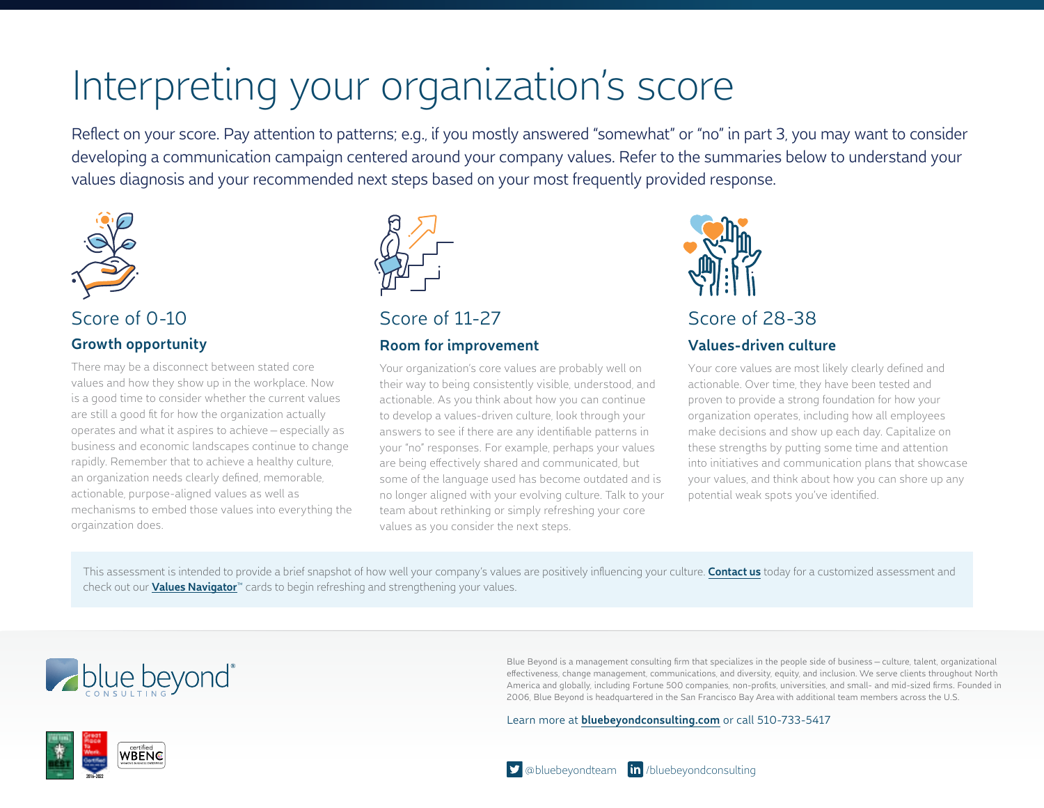# Interpreting your organization's score

Reflect on your score. Pay attention to patterns; e.g., if you mostly answered "somewhat" or "no" in part 3, you may want to consider developing a communication campaign centered around your company values. Refer to the summaries below to understand your values diagnosis and your recommended next steps based on your most frequently provided response.

## Score of 0-10

### Growth opportunity

There may be a disconnect between stated core values and how they show up in the workplace. Now is a good time to consider whether the current values are still a good fit for how the organization actually operates and what it aspires to achieve – especially as business and economic landscapes continue to change rapidly. Remember that to achieve a healthy culture, an organization needs clearly defined, memorable, actionable, purpose-aligned values as well as mechanisms to embed those values into everything the orgainzation does.

## Score of 11-27

### Room for improvement

Your organization's core values are probably well on their way to being consistently visible, understood, and actionable. As you think about how you can continue to develop a values-driven culture, look through your answers to see if there are any identifiable patterns in your "no" responses. For example, perhaps your values are being effectively shared and communicated, but some of the language used has become outdated and is no longer aligned with your evolving culture. Talk to your team about rethinking or simply refreshing your core values as you consider the next steps.

## Score of 28-38

### Values-driven culture

Your core values are most likely clearly defined and actionable. Over time, they have been tested and proven to provide a strong foundation for how your organization operates, including how all employees make decisions and show up each day. Capitalize on these strengths by putting some time and attention into initiatives and communication plans that showcase your values, and think about how you can shore up any potential weak spots you've identified.

This assessment is intended to provide a brief snapshot of how well your company's values are positively influencing your culture. **Contact us** today for a customized assessment and check out our **Values Navigator**™ cards to begin refreshing and strengthening your values.

blue beyond® CONSULTING

Blue Beyond is a management consulting firm that specializes in the people side of business – culture, talent, organizational effectiveness, change management, communications, and diversity, equity, and inclusion. We serve clients throughout North America and globally, including Fortune 500 companies, non-profits, universities, and small- and mid-sized firms. Founded in 2006, Blue Beyond is headquartered in the San Francisco Bay Area with additional team members across the U.S.

Learn more at **bluebeyondconsulting.com** or call 510-733-5417

@bluebeyondteam /bluebeyondconsulting